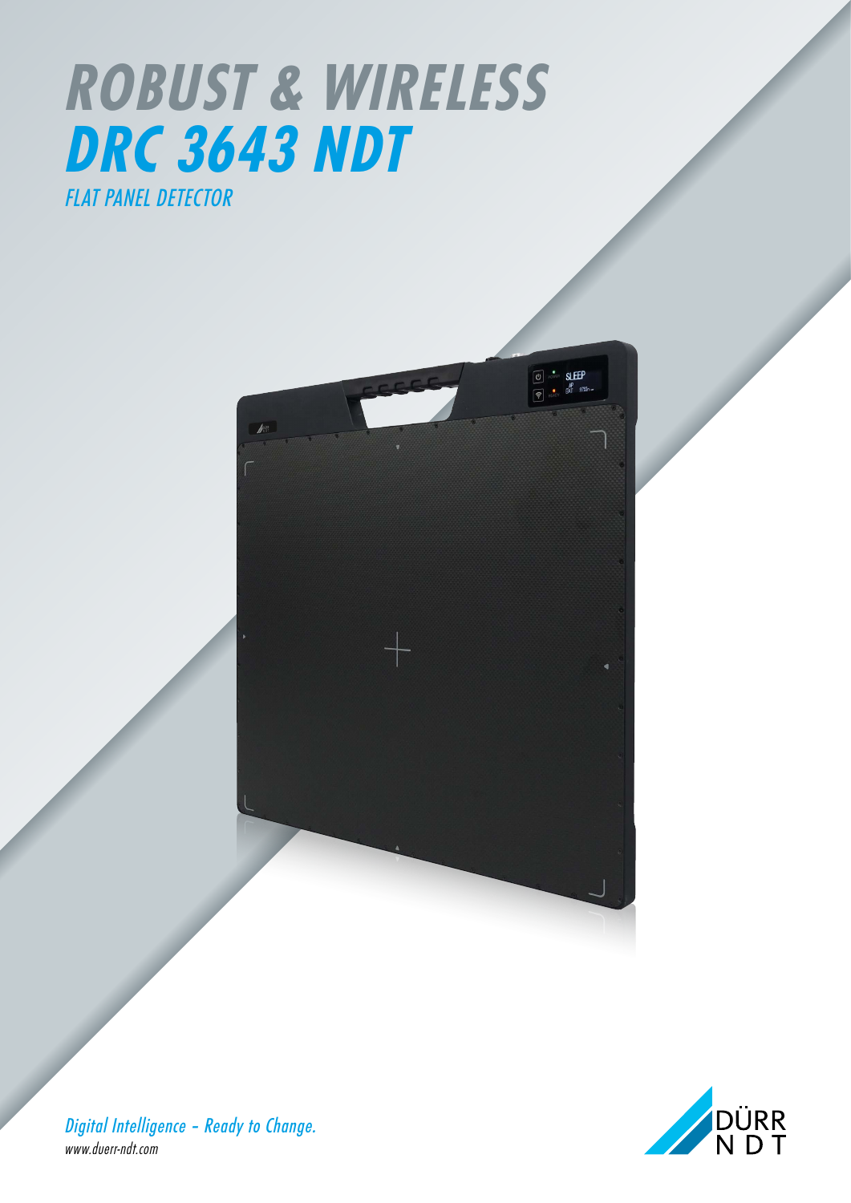# ROBUST & WIRELESS

# DRC 3643 NDT

*FLAT PANEL DETECTOR*

*Digital Intelligence – Ready to Change.*

*www.duerr-ndt.com*

DÜRR NDT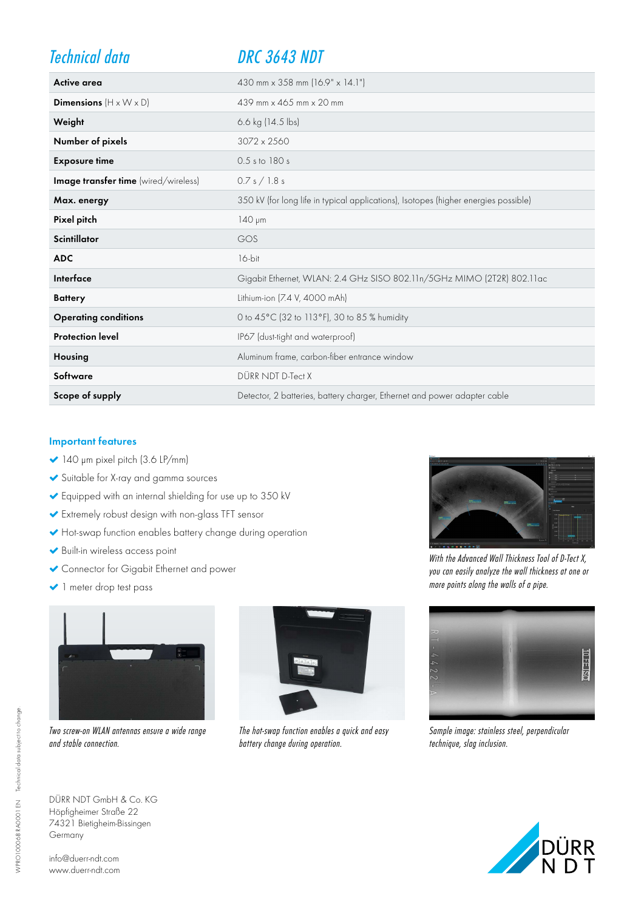| Technical data | DRC 3643 NDT |
|---|---|
| **Active area** | 430 mm x 358 mm (16.9" x 14.1") |
| **Dimensions** (H x W x D) | 439 mm x 465 mm x 20 mm |
| **Weight** | 6.6 kg (14.5 lbs) |
| **Number of pixels** | 3072 x 2560 |
| **Exposure time** | 0.5 s to 180 s |
| **Image transfer time** (wired/wireless) | 0.7 s / 1.8 s |
| **Max. energy** | 350 kV (for long life in typical applications), Isotopes (higher energies possible) |
| **Pixel pitch** | 140 µm |
| **Scintillator** | GOS |
| **ADC** | 16-bit |
| **Interface** | Gigabit Ethernet, WLAN: 2.4 GHz SISO 802.11n/5GHz MIMO (2T2R) 802.11ac |
| **Battery** | Lithium-ion (7.4 V, 4000 mAh) |
| **Operating conditions** | 0 to 45°C (32 to 113°F), 30 to 85 % humidity |
| **Protection level** | IP67 (dust-tight and waterproof) |
| **Housing** | Aluminum frame, carbon-fiber entrance window |
| **Software** | DÜRR NDT D-Tect X |
| **Scope of supply** | Detector, 2 batteries, battery charger, Ethernet and power adapter cable |

## Important features

- 140 µm pixel pitch (3.6 LP/mm)
- Suitable for X-ray and gamma sources
- Equipped with an internal shielding for use up to 350 kV
- Extremely robust design with non-glass TFT sensor
- Hot-swap function enables battery change during operation
- Built-in wireless access point
- Connector for Gigabit Ethernet and power
- 1 meter drop test pass

*With the Advanced Wall Thickness Tool of D-Tect X, you can easily analyze the wall thickness at one or more points along the walls of a pipe.*

*Two screw-on WLAN antennas ensure a wide range and stable connection.*

*The hot-swap function enables a quick and easy battery change during operation.*

*Sample image: stainless steel, perpendicular technique, slag inclusion.*

DÜRR NDT GmbH & Co. KG
Höpfigheimer Straße 22
74321 Bietigheim-Bissingen
Germany

info@duerr-ndt.com
www.duerr-ndt.com

WPRO10006B RA0001 EN   Technical data subject to change